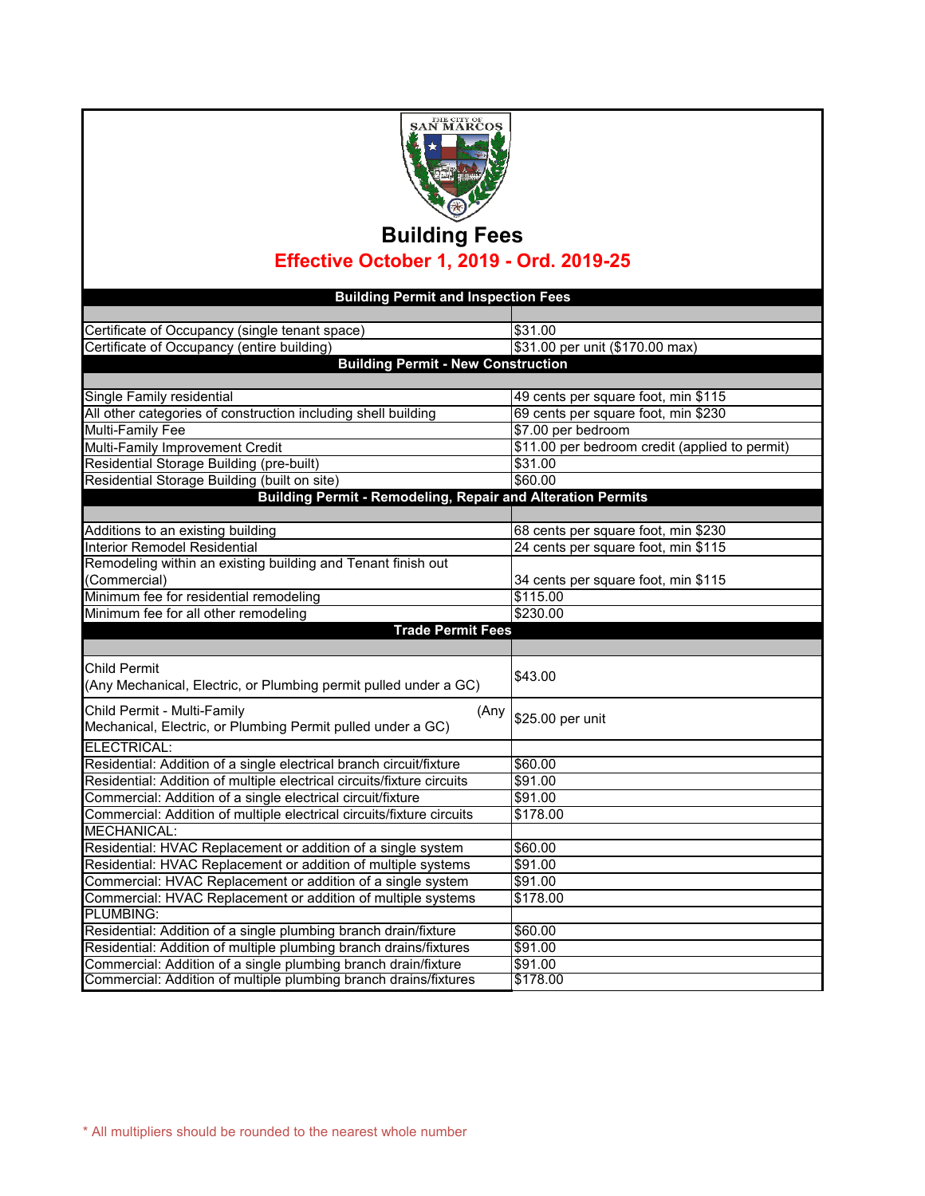THE CITY OF SAN MARCOS

# Building Fees

## Effective October 1, 2019 - Ord. 2019-25

| Building Permit and Inspection Fees | |
|---|---|
| Certificate of Occupancy (single tenant space) | $31.00 |
| Certificate of Occupancy (entire building) | $31.00 per unit ($170.00 max) |
| **Building Permit - New Construction** | |
| Single Family residential | 49 cents per square foot, min $115 |
| All other categories of construction including shell building | 69 cents per square foot, min $230 |
| Multi-Family Fee | $7.00 per bedroom |
| Multi-Family Improvement Credit | $11.00 per bedroom credit (applied to permit) |
| Residential Storage Building (pre-built) | $31.00 |
| Residential Storage Building (built on site) | $60.00 |
| **Building Permit - Remodeling, Repair and Alteration Permits** | |
| Additions to an existing building | 68 cents per square foot, min $230 |
| Interior Remodel Residential | 24 cents per square foot, min $115 |
| Remodeling within an existing building and Tenant finish out (Commercial) | 34 cents per square foot, min $115 |
| Minimum fee for residential remodeling | $115.00 |
| Minimum fee for all other remodeling | $230.00 |
| **Trade Permit Fees** | |
| Child Permit (Any Mechanical, Electric, or Plumbing permit pulled under a GC) | $43.00 |
| Child Permit - Multi-Family (Any Mechanical, Electric, or Plumbing Permit pulled under a GC) | $25.00 per unit |
| ELECTRICAL: | |
| Residential: Addition of a single electrical branch circuit/fixture | $60.00 |
| Residential: Addition of multiple electrical circuits/fixture circuits | $91.00 |
| Commercial: Addition of a single electrical circuit/fixture | $91.00 |
| Commercial: Addition of multiple electrical circuits/fixture circuits | $178.00 |
| MECHANICAL: | |
| Residential: HVAC Replacement or addition of a single system | $60.00 |
| Residential: HVAC Replacement or addition of multiple systems | $91.00 |
| Commercial: HVAC Replacement or addition of a single system | $91.00 |
| Commercial: HVAC Replacement or addition of multiple systems | $178.00 |
| PLUMBING: | |
| Residential: Addition of a single plumbing branch drain/fixture | $60.00 |
| Residential: Addition of multiple plumbing branch drains/fixtures | $91.00 |
| Commercial: Addition of a single plumbing branch drain/fixture | $91.00 |
| Commercial: Addition of multiple plumbing branch drains/fixtures | $178.00 |

* All multipliers should be rounded to the nearest whole number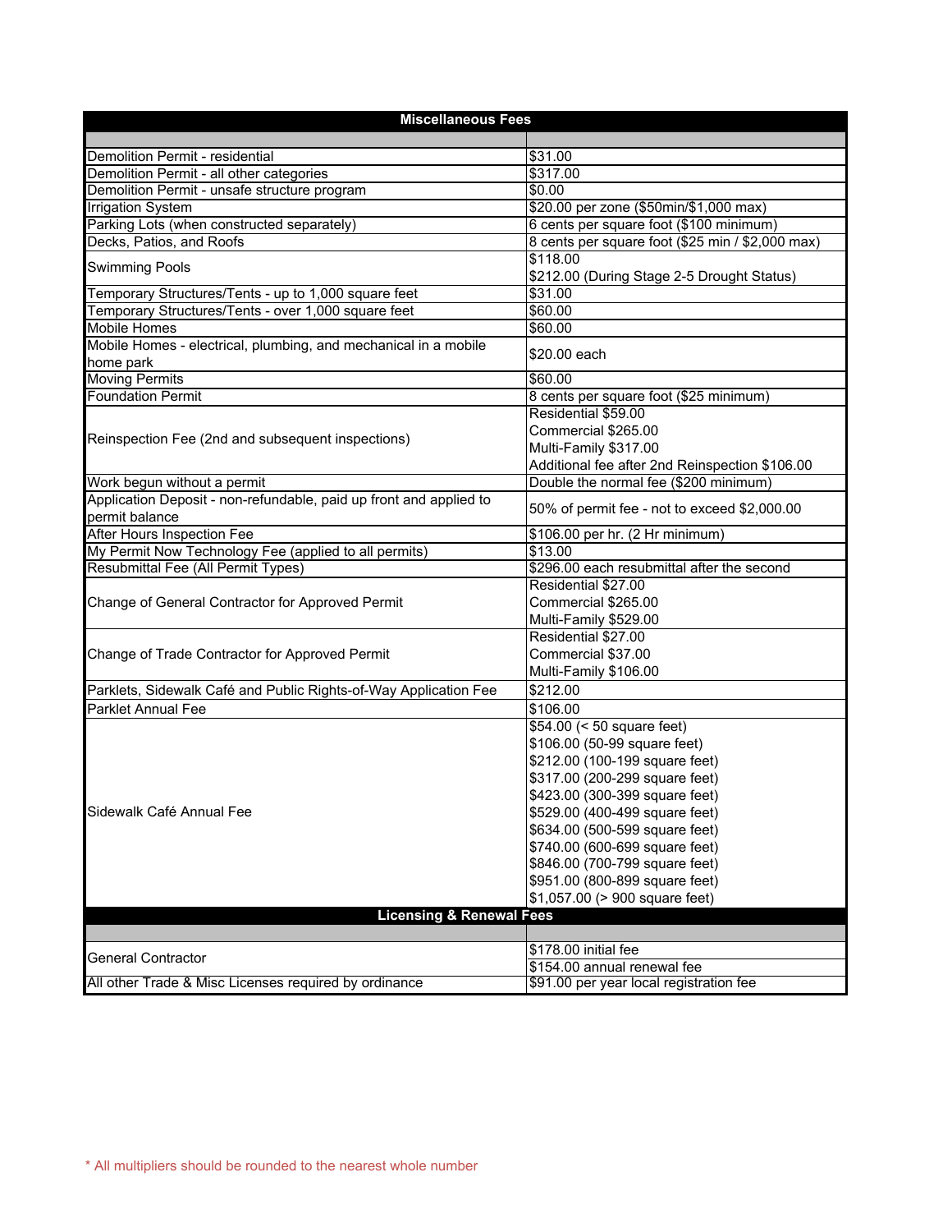| Miscellaneous Fees | |
|---|---|
| | |
| Demolition Permit - residential | $31.00 |
| Demolition Permit - all other categories | $317.00 |
| Demolition Permit - unsafe structure program | $0.00 |
| Irrigation System | $20.00 per zone ($50min/$1,000 max) |
| Parking Lots (when constructed separately) | 6 cents per square foot ($100 minimum) |
| Decks, Patios, and Roofs | 8 cents per square foot ($25 min / $2,000 max) |
| Swimming Pools | $118.00<br>$212.00 (During Stage 2-5 Drought Status) |
| Temporary Structures/Tents - up to 1,000 square feet | $31.00 |
| Temporary Structures/Tents - over 1,000 square feet | $60.00 |
| Mobile Homes | $60.00 |
| Mobile Homes - electrical, plumbing, and mechanical in a mobile home park | $20.00 each |
| Moving Permits | $60.00 |
| Foundation Permit | 8 cents per square foot ($25 minimum) |
| Reinspection Fee (2nd and subsequent inspections) | Residential $59.00<br>Commercial $265.00<br>Multi-Family $317.00<br>Additional fee after 2nd Reinspection $106.00 |
| Work begun without a permit | Double the normal fee ($200 minimum) |
| Application Deposit - non-refundable, paid up front and applied to permit balance | 50% of permit fee - not to exceed $2,000.00 |
| After Hours Inspection Fee | $106.00 per hr. (2 Hr minimum) |
| My Permit Now Technology Fee (applied to all permits) | $13.00 |
| Resubmittal Fee (All Permit Types) | $296.00 each resubmittal after the second |
| Change of General Contractor for Approved Permit | Residential $27.00<br>Commercial $265.00<br>Multi-Family $529.00 |
| Change of Trade Contractor for Approved Permit | Residential $27.00<br>Commercial $37.00<br>Multi-Family $106.00 |
| Parklets, Sidewalk Café and Public Rights-of-Way Application Fee | $212.00 |
| Parklet Annual Fee | $106.00 |
| Sidewalk Café Annual Fee | $54.00 (< 50 square feet)<br>$106.00 (50-99 square feet)<br>$212.00 (100-199 square feet)<br>$317.00 (200-299 square feet)<br>$423.00 (300-399 square feet)<br>$529.00 (400-499 square feet)<br>$634.00 (500-599 square feet)<br>$740.00 (600-699 square feet)<br>$846.00 (700-799 square feet)<br>$951.00 (800-899 square feet)<br>$1,057.00 (> 900 square feet) |
| **Licensing & Renewal Fees** | |
| | |
| General Contractor | $178.00 initial fee<br>$154.00 annual renewal fee |
| All other Trade & Misc Licenses required by ordinance | $91.00 per year local registration fee |

* All multipliers should be rounded to the nearest whole number